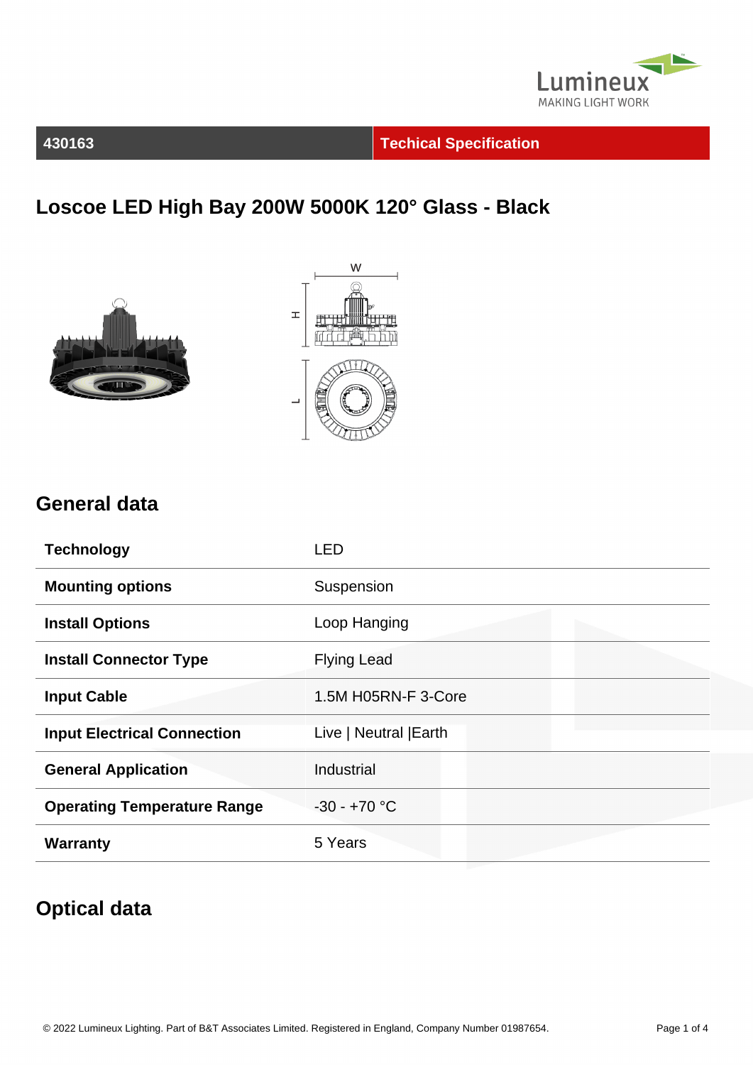**430163** | **Techical Specification**

# Loscoe LED High Bay 200W 5000K 120° Glass - Black

## General data

| | |
|---|---|
| **Technology** | LED |
| **Mounting options** | Suspension |
| **Install Options** | Loop Hanging |
| **Install Connector Type** | Flying Lead |
| **Input Cable** | 1.5M H05RN-F 3-Core |
| **Input Electrical Connection** | Live \| Neutral \|Earth |
| **General Application** | Industrial |
| **Operating Temperature Range** | -30 - +70 °C |
| **Warranty** | 5 Years |

## Optical data

© 2022 Lumineux Lighting. Part of B&T Associates Limited. Registered in England, Company Number 01987654.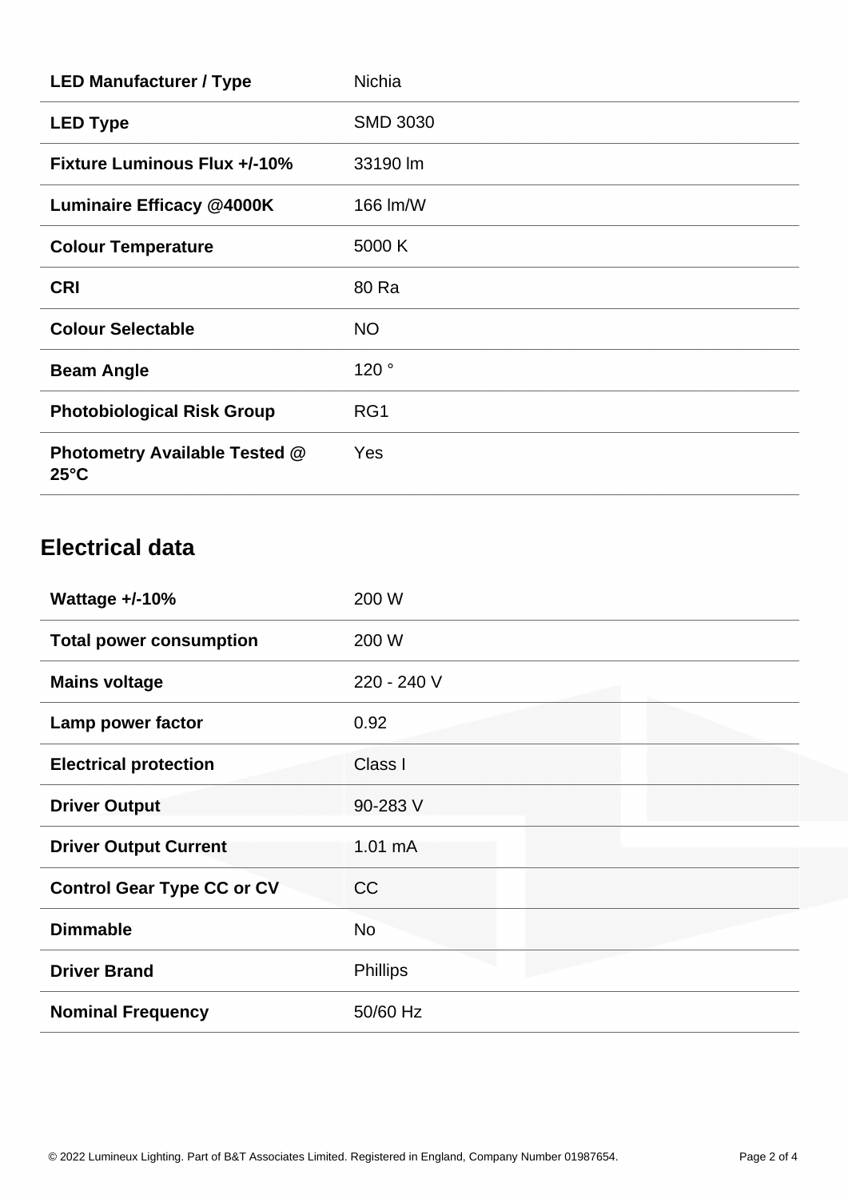| | |
|---|---|
| **LED Manufacturer / Type** | Nichia |
| **LED Type** | SMD 3030 |
| **Fixture Luminous Flux +/-10%** | 33190 lm |
| **Luminaire Efficacy @4000K** | 166 lm/W |
| **Colour Temperature** | 5000 K |
| **CRI** | 80 Ra |
| **Colour Selectable** | NO |
| **Beam Angle** | 120 ° |
| **Photobiological Risk Group** | RG1 |
| **Photometry Available Tested @ 25°C** | Yes |

## Electrical data

| | |
|---|---|
| **Wattage +/-10%** | 200 W |
| **Total power consumption** | 200 W |
| **Mains voltage** | 220 - 240 V |
| **Lamp power factor** | 0.92 |
| **Electrical protection** | Class I |
| **Driver Output** | 90-283 V |
| **Driver Output Current** | 1.01 mA |
| **Control Gear Type CC or CV** | CC |
| **Dimmable** | No |
| **Driver Brand** | Phillips |
| **Nominal Frequency** | 50/60 Hz |

© 2022 Lumineux Lighting. Part of B&T Associates Limited. Registered in England, Company Number 01987654.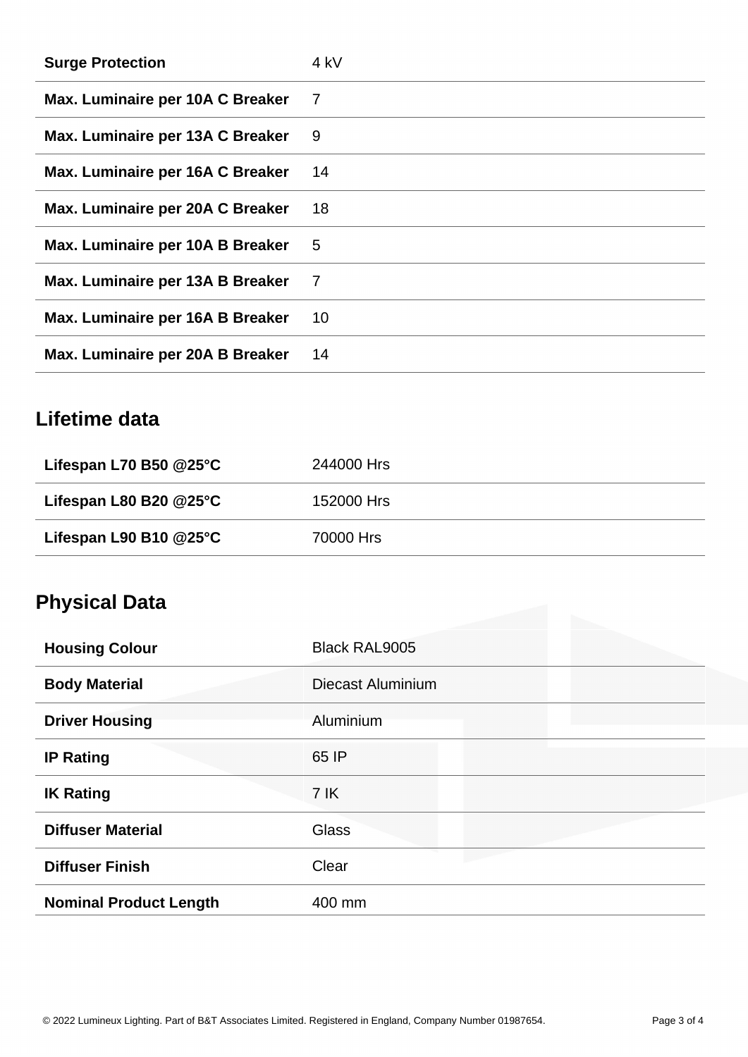| | |
|---|---|
| **Surge Protection** | 4 kV |
| **Max. Luminaire per 10A C Breaker** | 7 |
| **Max. Luminaire per 13A C Breaker** | 9 |
| **Max. Luminaire per 16A C Breaker** | 14 |
| **Max. Luminaire per 20A C Breaker** | 18 |
| **Max. Luminaire per 10A B Breaker** | 5 |
| **Max. Luminaire per 13A B Breaker** | 7 |
| **Max. Luminaire per 16A B Breaker** | 10 |
| **Max. Luminaire per 20A B Breaker** | 14 |

## Lifetime data

| | |
|---|---|
| **Lifespan L70 B50 @25°C** | 244000 Hrs |
| **Lifespan L80 B20 @25°C** | 152000 Hrs |
| **Lifespan L90 B10 @25°C** | 70000 Hrs |

## Physical Data

| | |
|---|---|
| **Housing Colour** | Black RAL9005 |
| **Body Material** | Diecast Aluminium |
| **Driver Housing** | Aluminium |
| **IP Rating** | 65 IP |
| **IK Rating** | 7 IK |
| **Diffuser Material** | Glass |
| **Diffuser Finish** | Clear |
| **Nominal Product Length** | 400 mm |

© 2022 Lumineux Lighting. Part of B&T Associates Limited. Registered in England, Company Number 01987654.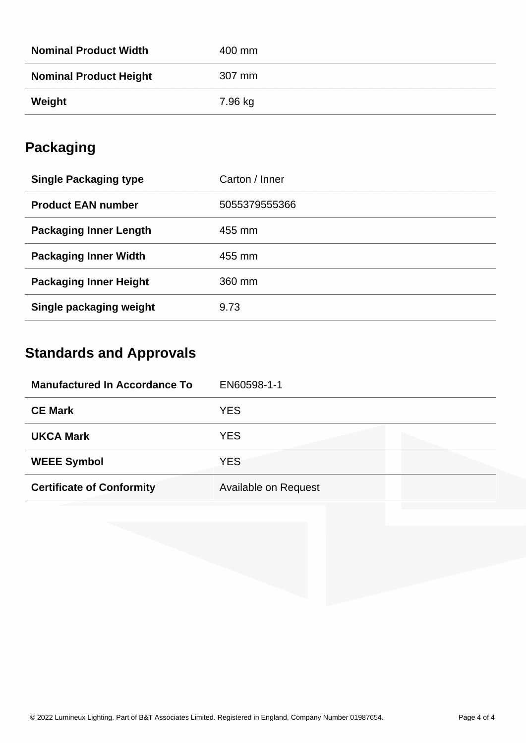| | |
|---|---|
| **Nominal Product Width** | 400 mm |
| **Nominal Product Height** | 307 mm |
| **Weight** | 7.96 kg |

## Packaging

| | |
|---|---|
| **Single Packaging type** | Carton / Inner |
| **Product EAN number** | 5055379555366 |
| **Packaging Inner Length** | 455 mm |
| **Packaging Inner Width** | 455 mm |
| **Packaging Inner Height** | 360 mm |
| **Single packaging weight** | 9.73 |

## Standards and Approvals

| | |
|---|---|
| **Manufactured In Accordance To** | EN60598-1-1 |
| **CE Mark** | YES |
| **UKCA Mark** | YES |
| **WEEE Symbol** | YES |
| **Certificate of Conformity** | Available on Request |

© 2022 Lumineux Lighting. Part of B&T Associates Limited. Registered in England, Company Number 01987654.